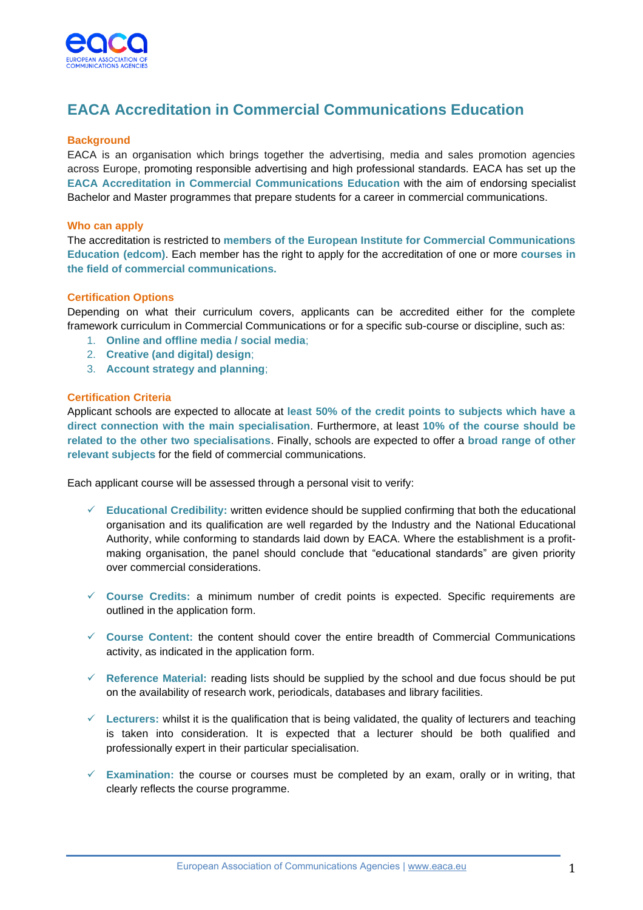# EACA Accreditation in Commercial Communications Education

## Background

EACA is an organisation which brings together the advertising, media and sales promotion agencies across Europe, promoting responsible advertising and high professional standards. EACA has set up the **EACA Accreditation in Commercial Communications Education** with the aim of endorsing specialist Bachelor and Master programmes that prepare students for a career in commercial communications.

## Who can apply

The accreditation is restricted to **members of the European Institute for Commercial Communications Education (edcom)**. Each member has the right to apply for the accreditation of one or more **courses in the field of commercial communications.**

## Certification Options

Depending on what their curriculum covers, applicants can be accredited either for the complete framework curriculum in Commercial Communications or for a specific sub-course or discipline, such as:

1. **Online and offline media / social media**;
2. **Creative (and digital) design**;
3. **Account strategy and planning**;

## Certification Criteria

Applicant schools are expected to allocate at **least 50% of the credit points to subjects which have a direct connection with the main specialisation**. Furthermore, at least **10% of the course should be related to the other two specialisations**. Finally, schools are expected to offer a **broad range of other relevant subjects** for the field of commercial communications.

Each applicant course will be assessed through a personal visit to verify:

- ✓ **Educational Credibility:** written evidence should be supplied confirming that both the educational organisation and its qualification are well regarded by the Industry and the National Educational Authority, while conforming to standards laid down by EACA. Where the establishment is a profit-making organisation, the panel should conclude that "educational standards" are given priority over commercial considerations.

- ✓ **Course Credits:** a minimum number of credit points is expected. Specific requirements are outlined in the application form.

- ✓ **Course Content:** the content should cover the entire breadth of Commercial Communications activity, as indicated in the application form.

- ✓ **Reference Material:** reading lists should be supplied by the school and due focus should be put on the availability of research work, periodicals, databases and library facilities.

- ✓ **Lecturers:** whilst it is the qualification that is being validated, the quality of lecturers and teaching is taken into consideration. It is expected that a lecturer should be both qualified and professionally expert in their particular specialisation.

- ✓ **Examination:** the course or courses must be completed by an exam, orally or in writing, that clearly reflects the course programme.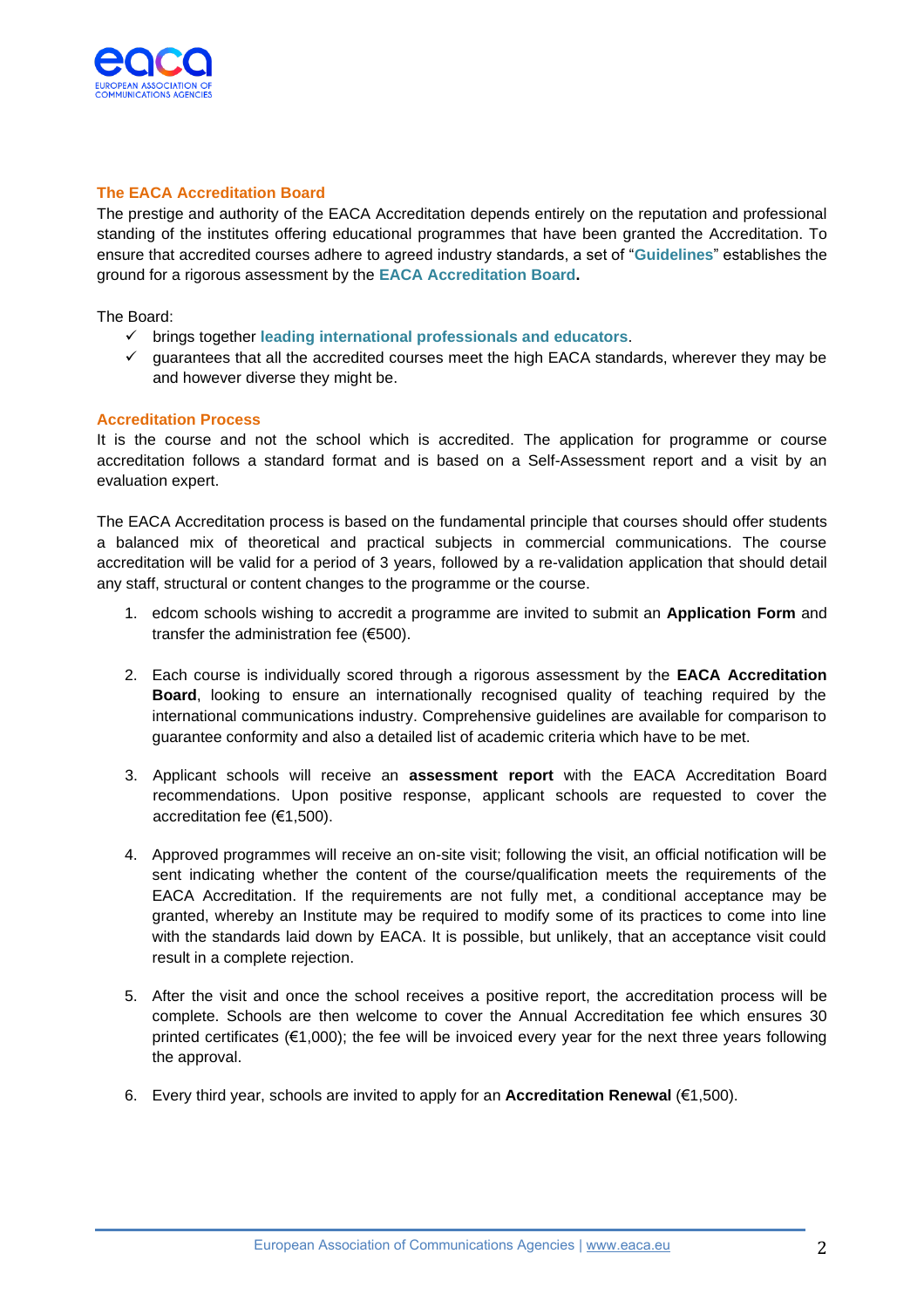## The EACA Accreditation Board

The prestige and authority of the EACA Accreditation depends entirely on the reputation and professional standing of the institutes offering educational programmes that have been granted the Accreditation. To ensure that accredited courses adhere to agreed industry standards, a set of "**Guidelines**" establishes the ground for a rigorous assessment by the **EACA Accreditation Board.**

The Board:

- ✓ brings together **leading international professionals and educators**.
- ✓ guarantees that all the accredited courses meet the high EACA standards, wherever they may be and however diverse they might be.

## Accreditation Process

It is the course and not the school which is accredited. The application for programme or course accreditation follows a standard format and is based on a Self-Assessment report and a visit by an evaluation expert.

The EACA Accreditation process is based on the fundamental principle that courses should offer students a balanced mix of theoretical and practical subjects in commercial communications. The course accreditation will be valid for a period of 3 years, followed by a re-validation application that should detail any staff, structural or content changes to the programme or the course.

1. edcom schools wishing to accredit a programme are invited to submit an **Application Form** and transfer the administration fee (€500).

2. Each course is individually scored through a rigorous assessment by the **EACA Accreditation Board**, looking to ensure an internationally recognised quality of teaching required by the international communications industry. Comprehensive guidelines are available for comparison to guarantee conformity and also a detailed list of academic criteria which have to be met.

3. Applicant schools will receive an **assessment report** with the EACA Accreditation Board recommendations. Upon positive response, applicant schools are requested to cover the accreditation fee (€1,500).

4. Approved programmes will receive an on-site visit; following the visit, an official notification will be sent indicating whether the content of the course/qualification meets the requirements of the EACA Accreditation. If the requirements are not fully met, a conditional acceptance may be granted, whereby an Institute may be required to modify some of its practices to come into line with the standards laid down by EACA. It is possible, but unlikely, that an acceptance visit could result in a complete rejection.

5. After the visit and once the school receives a positive report, the accreditation process will be complete. Schools are then welcome to cover the Annual Accreditation fee which ensures 30 printed certificates (€1,000); the fee will be invoiced every year for the next three years following the approval.

6. Every third year, schools are invited to apply for an **Accreditation Renewal** (€1,500).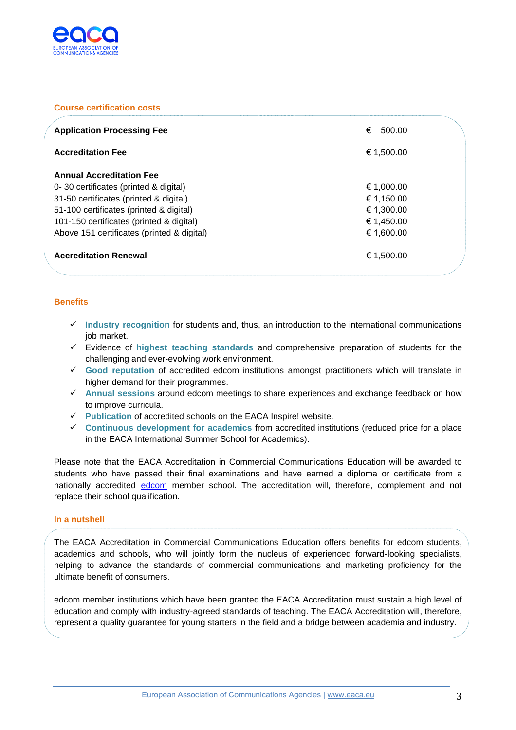## Course certification costs

| | |
|---|---|
| **Application Processing Fee** | € 500.00 |
| **Accreditation Fee** | € 1,500.00 |
| **Annual Accreditation Fee** | |
| 0- 30 certificates (printed & digital) | € 1,000.00 |
| 31-50 certificates (printed & digital) | € 1,150.00 |
| 51-100 certificates (printed & digital) | € 1,300.00 |
| 101-150 certificates (printed & digital) | € 1,450.00 |
| Above 151 certificates (printed & digital) | € 1,600.00 |
| **Accreditation Renewal** | € 1,500.00 |

## Benefits

- ✓ **Industry recognition** for students and, thus, an introduction to the international communications job market.
- ✓ Evidence of **highest teaching standards** and comprehensive preparation of students for the challenging and ever-evolving work environment.
- ✓ **Good reputation** of accredited edcom institutions amongst practitioners which will translate in higher demand for their programmes.
- ✓ **Annual sessions** around edcom meetings to share experiences and exchange feedback on how to improve curricula.
- ✓ **Publication** of accredited schools on the EACA Inspire! website.
- ✓ **Continuous development for academics** from accredited institutions (reduced price for a place in the EACA International Summer School for Academics).

Please note that the EACA Accreditation in Commercial Communications Education will be awarded to students who have passed their final examinations and have earned a diploma or certificate from a nationally accredited edcom member school. The accreditation will, therefore, complement and not replace their school qualification.

## In a nutshell

The EACA Accreditation in Commercial Communications Education offers benefits for edcom students, academics and schools, who will jointly form the nucleus of experienced forward-looking specialists, helping to advance the standards of commercial communications and marketing proficiency for the ultimate benefit of consumers.

edcom member institutions which have been granted the EACA Accreditation must sustain a high level of education and comply with industry-agreed standards of teaching. The EACA Accreditation will, therefore, represent a quality guarantee for young starters in the field and a bridge between academia and industry.